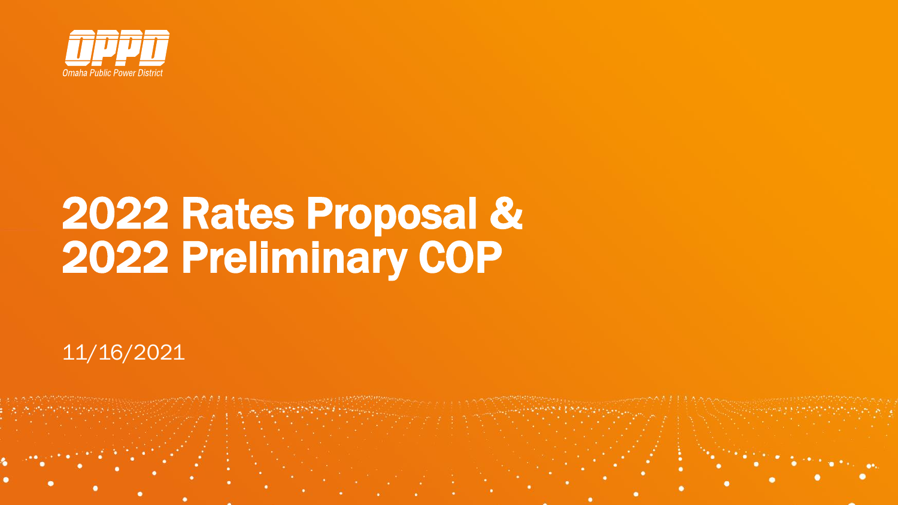OPPD
Omaha Public Power District

# 2022 Rates Proposal & 2022 Preliminary COP

11/16/2021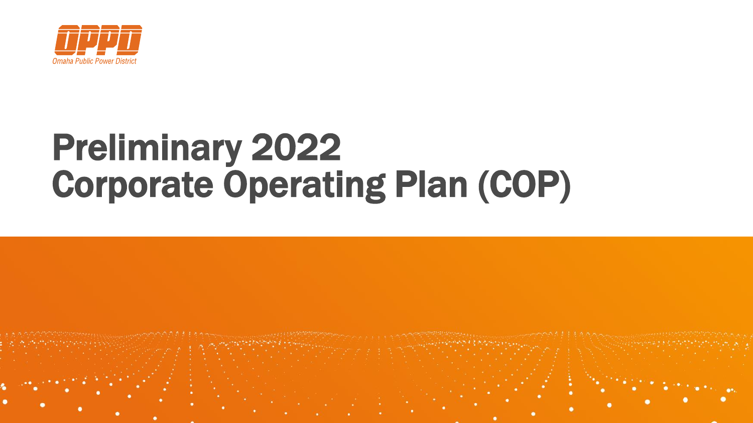OPPD

Omaha Public Power District

# Preliminary 2022 Corporate Operating Plan (COP)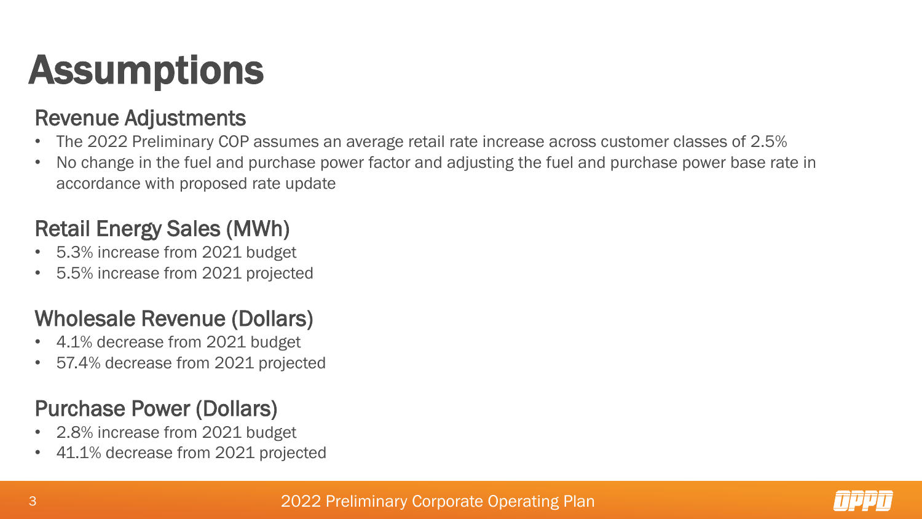# Assumptions

## Revenue Adjustments

- The 2022 Preliminary COP assumes an average retail rate increase across customer classes of 2.5%
- No change in the fuel and purchase power factor and adjusting the fuel and purchase power base rate in accordance with proposed rate update

## Retail Energy Sales (MWh)

- 5.3% increase from 2021 budget
- 5.5% increase from 2021 projected

## Wholesale Revenue (Dollars)

- 4.1% decrease from 2021 budget
- 57.4% decrease from 2021 projected

## Purchase Power (Dollars)

- 2.8% increase from 2021 budget
- 41.1% decrease from 2021 projected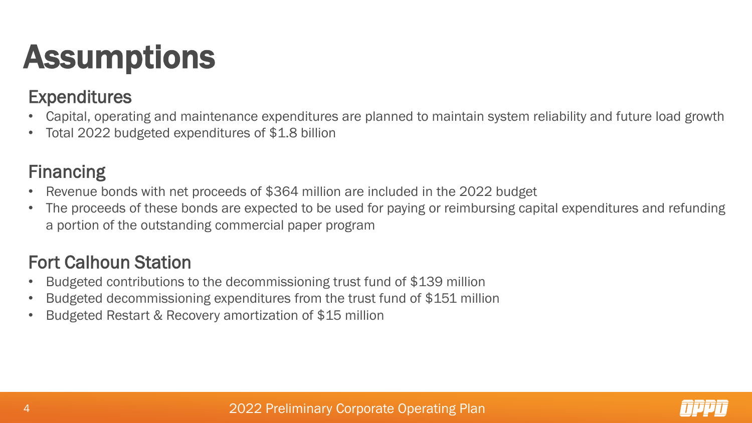# Assumptions

## Expenditures

- Capital, operating and maintenance expenditures are planned to maintain system reliability and future load growth
- Total 2022 budgeted expenditures of $1.8 billion

## Financing

- Revenue bonds with net proceeds of $364 million are included in the 2022 budget
- The proceeds of these bonds are expected to be used for paying or reimbursing capital expenditures and refunding a portion of the outstanding commercial paper program

## Fort Calhoun Station

- Budgeted contributions to the decommissioning trust fund of $139 million
- Budgeted decommissioning expenditures from the trust fund of $151 million
- Budgeted Restart & Recovery amortization of $15 million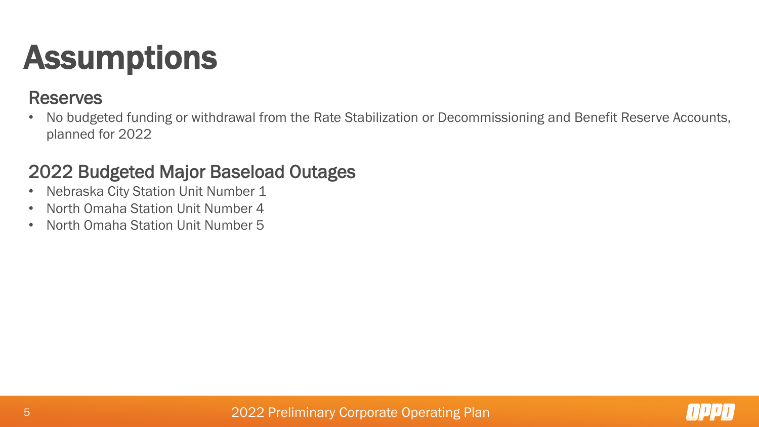# Assumptions

## Reserves

- No budgeted funding or withdrawal from the Rate Stabilization or Decommissioning and Benefit Reserve Accounts, planned for 2022

## 2022 Budgeted Major Baseload Outages

- Nebraska City Station Unit Number 1
- North Omaha Station Unit Number 4
- North Omaha Station Unit Number 5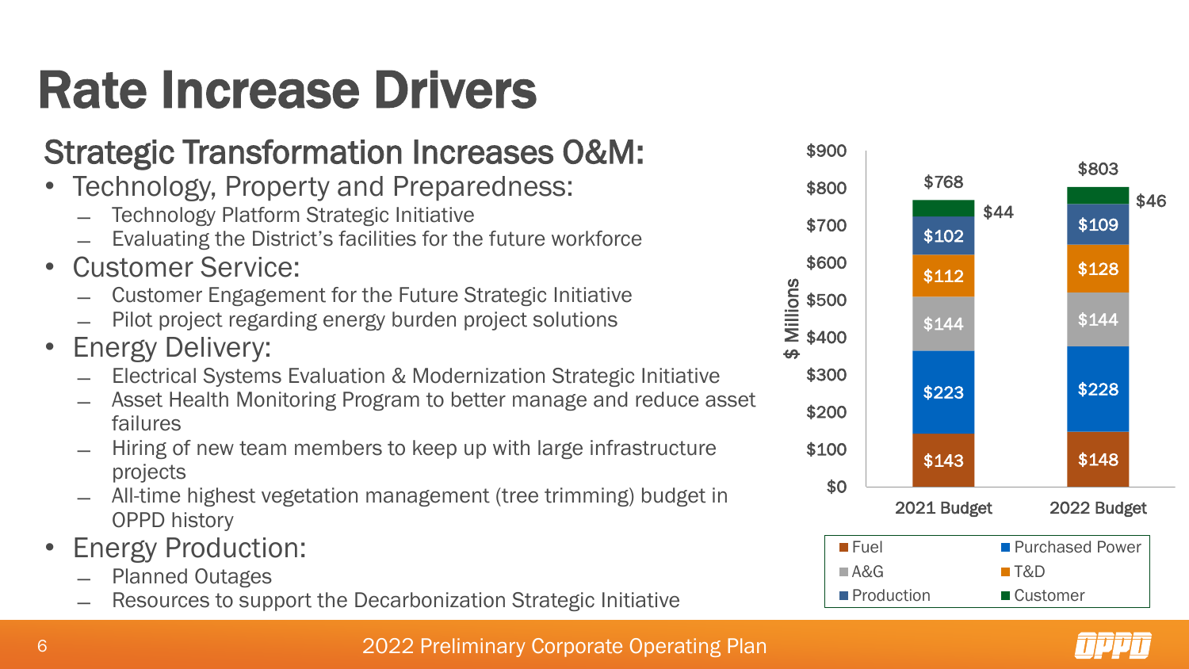# Rate Increase Drivers

## Strategic Transformation Increases O&M:

- Technology, Property and Preparedness:
  - Technology Platform Strategic Initiative
  - Evaluating the District's facilities for the future workforce
- Customer Service:
  - Customer Engagement for the Future Strategic Initiative
  - Pilot project regarding energy burden project solutions
- Energy Delivery:
  - Electrical Systems Evaluation & Modernization Strategic Initiative
  - Asset Health Monitoring Program to better manage and reduce asset failures
  - Hiring of new team members to keep up with large infrastructure projects
  - All-time highest vegetation management (tree trimming) budget in OPPD history
- Energy Production:
  - Planned Outages
  - Resources to support the Decarbonization Strategic Initiative

| $ Millions | 2021 Budget | 2022 Budget |
|---|---|---|
| Fuel | $143 | $148 |
| Purchased Power | $223 | $228 |
| A&G | $144 | $144 |
| T&D | $112 | $128 |
| Production | $102 | $109 |
| Customer | $44 | $46 |
| Total | $768 | $803 |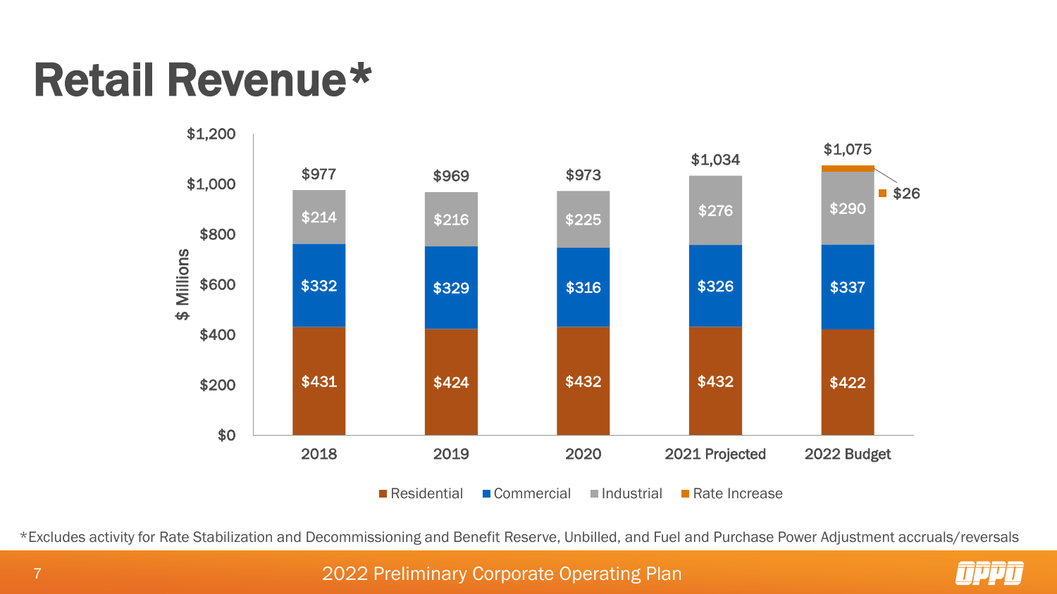# Retail Revenue*

| $ Millions | 2018 | 2019 | 2020 | 2021 Projected | 2022 Budget |
|---|---|---|---|---|---|
| Residential | $431 | $424 | $432 | $432 | $422 |
| Commercial | $332 | $329 | $316 | $326 | $337 |
| Industrial | $214 | $216 | $225 | $276 | $290 |
| Rate Increase | | | | | $26 |
| Total | $977 | $969 | $973 | $1,034 | $1,075 |

*Excludes activity for Rate Stabilization and Decommissioning and Benefit Reserve, Unbilled, and Fuel and Purchase Power Adjustment accruals/reversals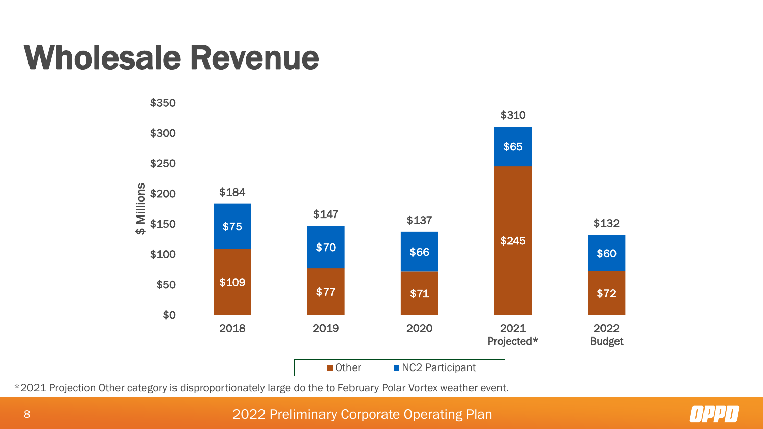# Wholesale Revenue

| $ Millions | 2018 | 2019 | 2020 | 2021 Projected* | 2022 Budget |
|---|---|---|---|---|---|
| Other | $109 | $77 | $71 | $245 | $72 |
| NC2 Participant | $75 | $70 | $66 | $65 | $60 |
| Total | $184 | $147 | $137 | $310 | $132 |

*2021 Projection Other category is disproportionately large do the to February Polar Vortex weather event.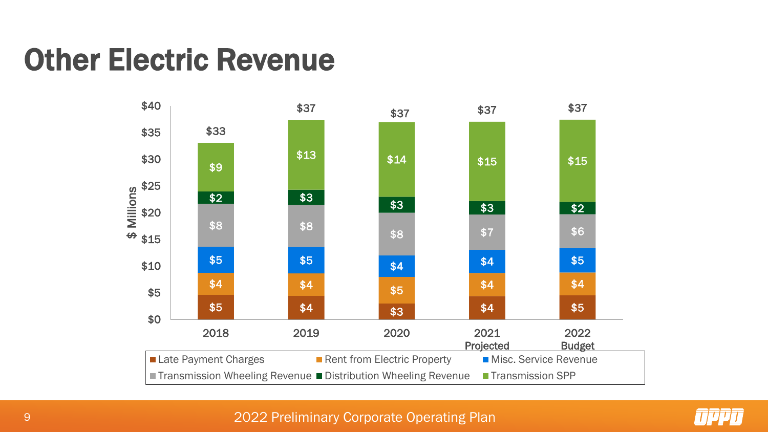# Other Electric Revenue

| $ Millions | 2018 | 2019 | 2020 | 2021 Projected | 2022 Budget |
|---|---|---|---|---|---|
| Late Payment Charges | $5 | $4 | $3 | $4 | $5 |
| Rent from Electric Property | $4 | $4 | $5 | $4 | $4 |
| Misc. Service Revenue | $5 | $5 | $4 | $4 | $5 |
| Transmission Wheeling Revenue | $8 | $8 | $8 | $7 | $6 |
| Distribution Wheeling Revenue | $2 | $3 | $3 | $3 | $2 |
| Transmission SPP | $9 | $13 | $14 | $15 | $15 |
| Total | $33 | $37 | $37 | $37 | $37 |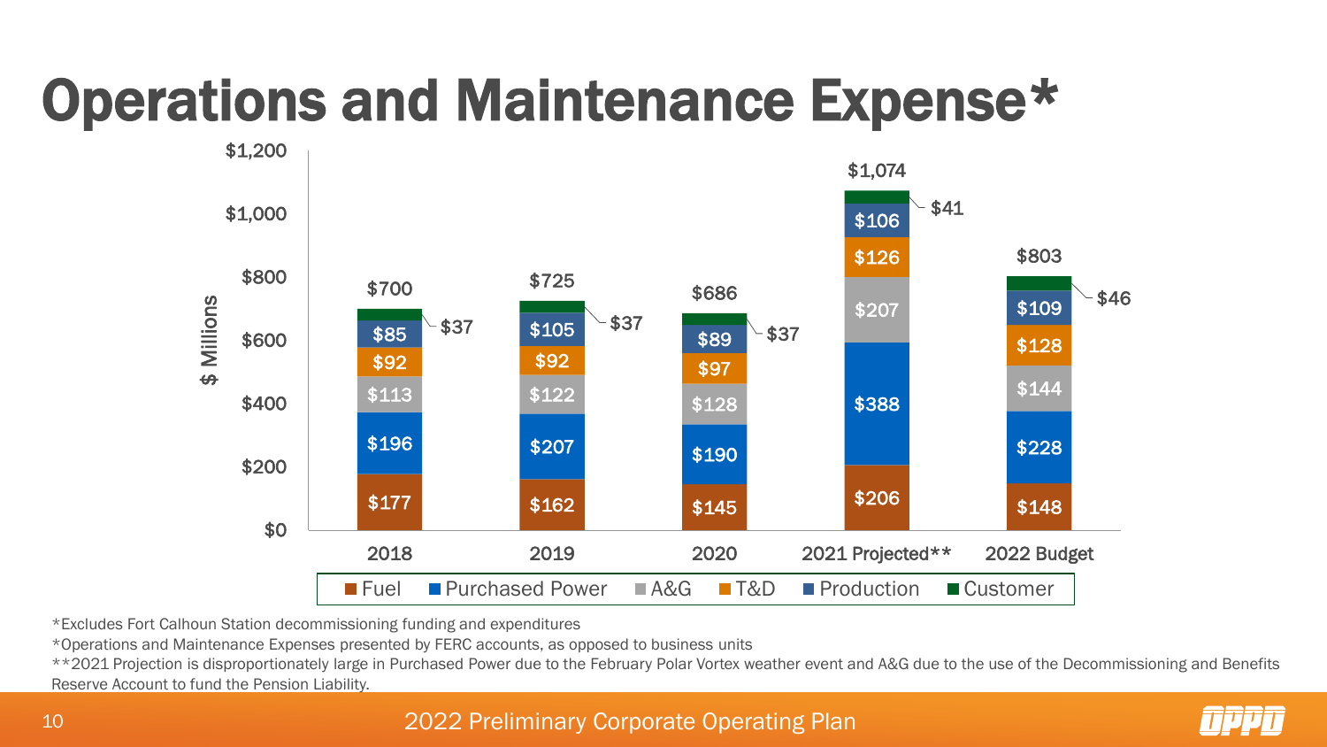# Operations and Maintenance Expense*

$ Millions

| | 2018 | 2019 | 2020 | 2021 Projected** | 2022 Budget |
|---|---|---|---|---|---|
| Fuel | $177 | $162 | $145 | $206 | $148 |
| Purchased Power | $196 | $207 | $190 | $388 | $228 |
| A&G | $113 | $122 | $128 | $207 | $144 |
| T&D | $92 | $92 | $97 | $126 | $128 |
| Production | $85 | $105 | $89 | $106 | $109 |
| Customer | $37 | $37 | $37 | $41 | $46 |
| Total | $700 | $725 | $686 | $1,074 | $803 |

*Excludes Fort Calhoun Station decommissioning funding and expenditures

*Operations and Maintenance Expenses presented by FERC accounts, as opposed to business units

**2021 Projection is disproportionately large in Purchased Power due to the February Polar Vortex weather event and A&G due to the use of the Decommissioning and Benefits Reserve Account to fund the Pension Liability.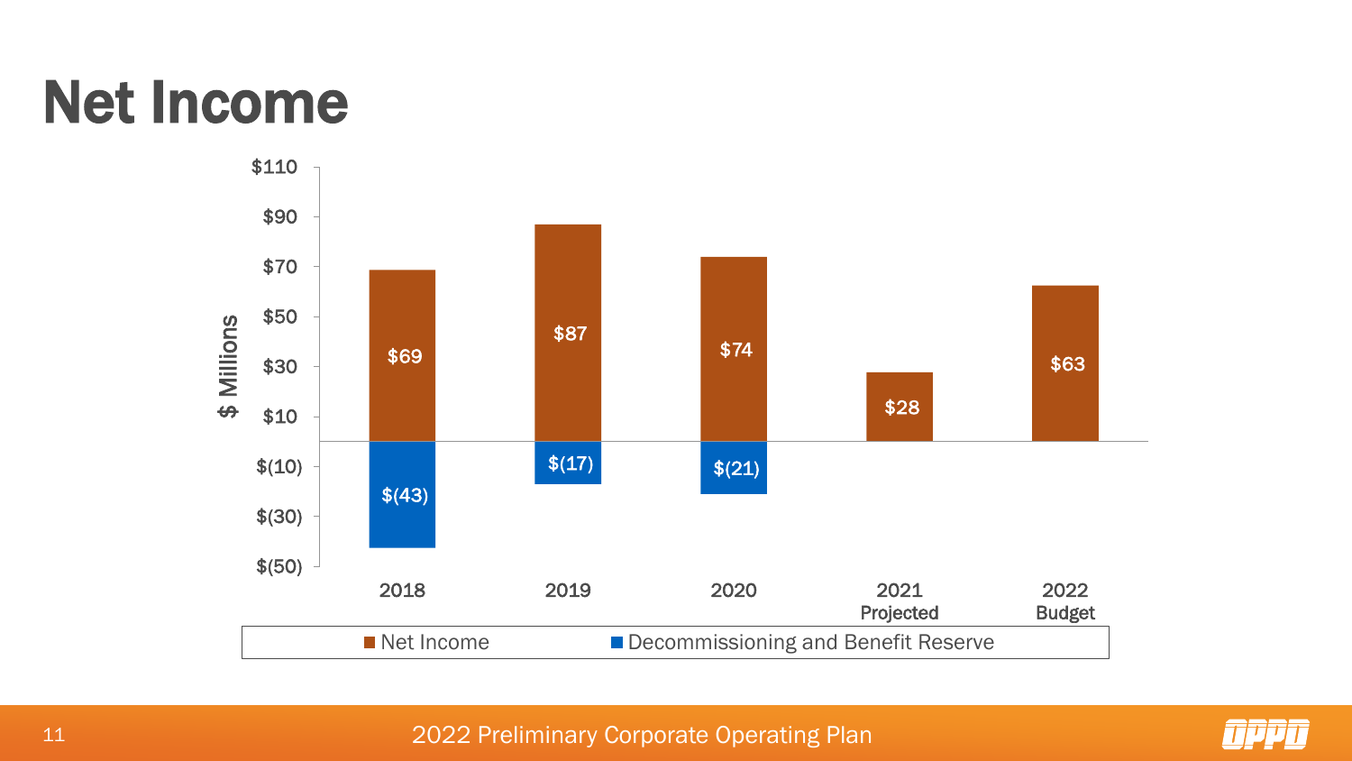# Net Income

| $ Millions | 2018 | 2019 | 2020 | 2021 Projected | 2022 Budget |
|---|---|---|---|---|---|
| Net Income | $69 | $87 | $74 | $28 | $63 |
| Decommissioning and Benefit Reserve | $(43) | $(17) | $(21) | | |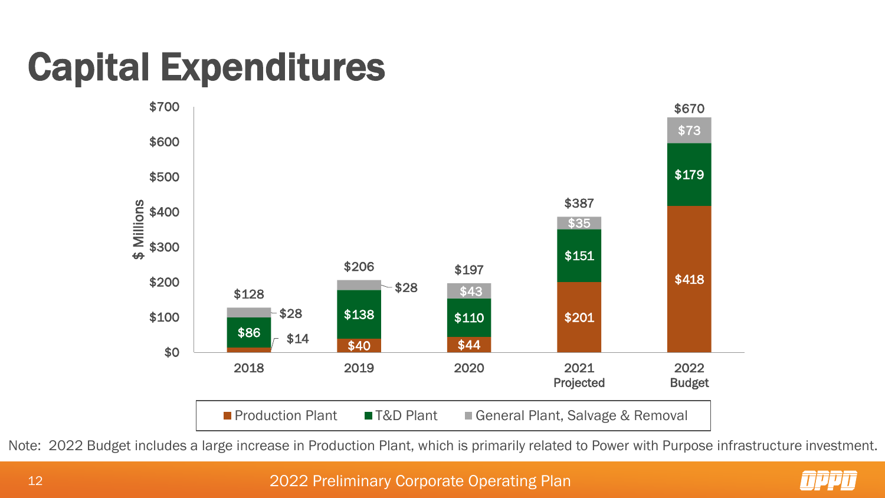# Capital Expenditures

| $ Millions | 2018 | 2019 | 2020 | 2021 Projected | 2022 Budget |
|---|---|---|---|---|---|
| Production Plant | $14 | $40 | $44 | $201 | $418 |
| T&D Plant | $86 | $138 | $110 | $151 | $179 |
| General Plant, Salvage & Removal | $28 | $28 | $43 | $35 | $73 |
| Total | $128 | $206 | $197 | $387 | $670 |

Note: 2022 Budget includes a large increase in Production Plant, which is primarily related to Power with Purpose infrastructure investment.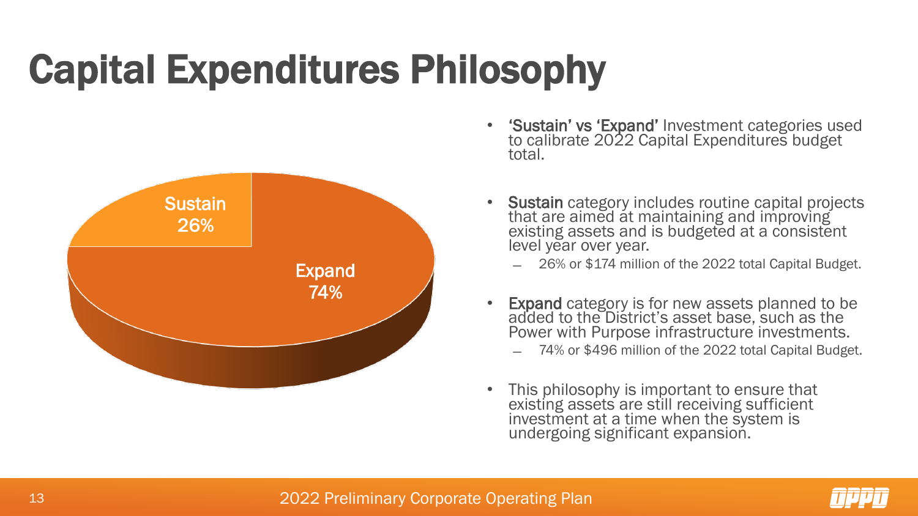# Capital Expenditures Philosophy

Sustain 26%

Expand 74%

- **'Sustain' vs 'Expand'** Investment categories used to calibrate 2022 Capital Expenditures budget total.
- **Sustain** category includes routine capital projects that are aimed at maintaining and improving existing assets and is budgeted at a consistent level year over year.
  - 26% or $174 million of the 2022 total Capital Budget.
- **Expand** category is for new assets planned to be added to the District's asset base, such as the Power with Purpose infrastructure investments.
  - 74% or $496 million of the 2022 total Capital Budget.
- This philosophy is important to ensure that existing assets are still receiving sufficient investment at a time when the system is undergoing significant expansion.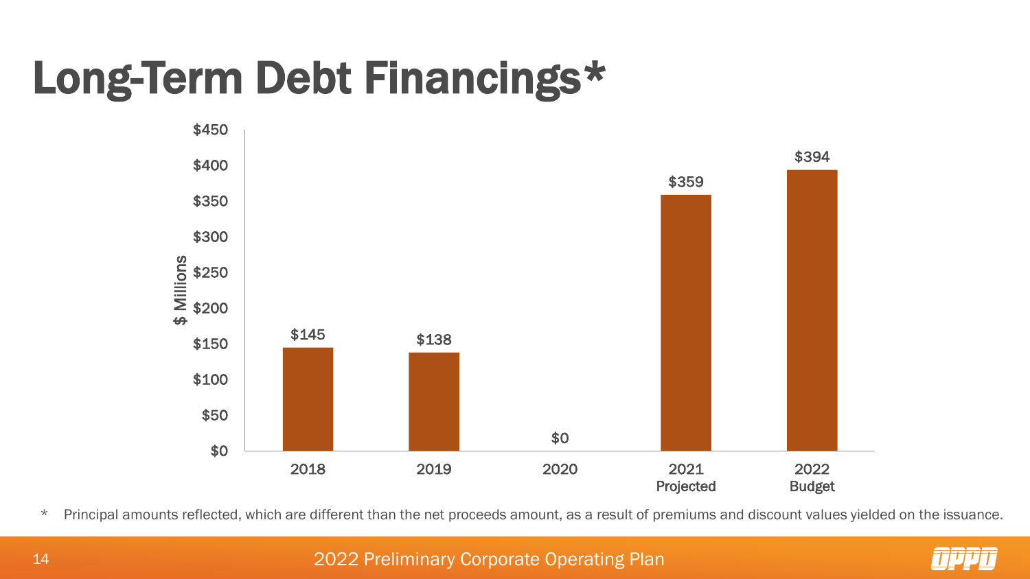# Long-Term Debt Financings*

| Year | $ Millions |
|---|---|
| 2018 | $145 |
| 2019 | $138 |
| 2020 | $0 |
| 2021 Projected | $359 |
| 2022 Budget | $394 |

\* Principal amounts reflected, which are different than the net proceeds amount, as a result of premiums and discount values yielded on the issuance.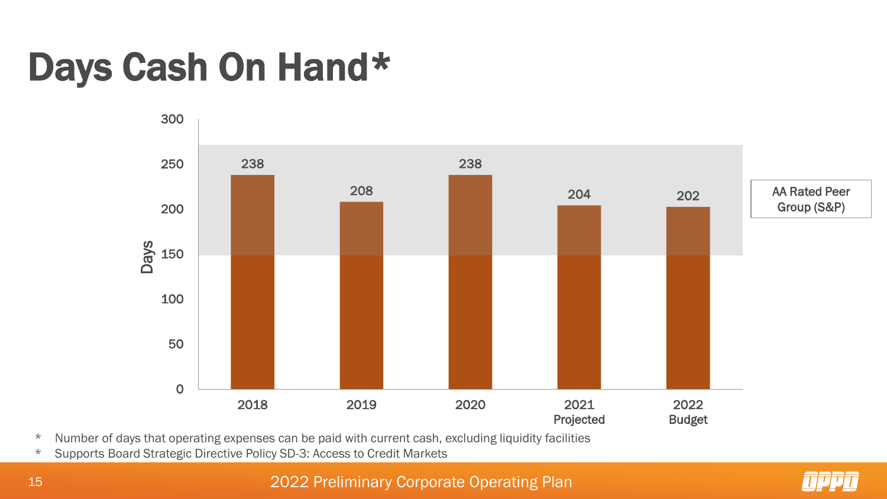# Days Cash On Hand*

| Year | Days |
|---|---|
| 2018 | 238 |
| 2019 | 208 |
| 2020 | 238 |
| 2021 Projected | 204 |
| 2022 Budget | 202 |

AA Rated Peer Group (S&P)

\* Number of days that operating expenses can be paid with current cash, excluding liquidity facilities

\* Supports Board Strategic Directive Policy SD-3: Access to Credit Markets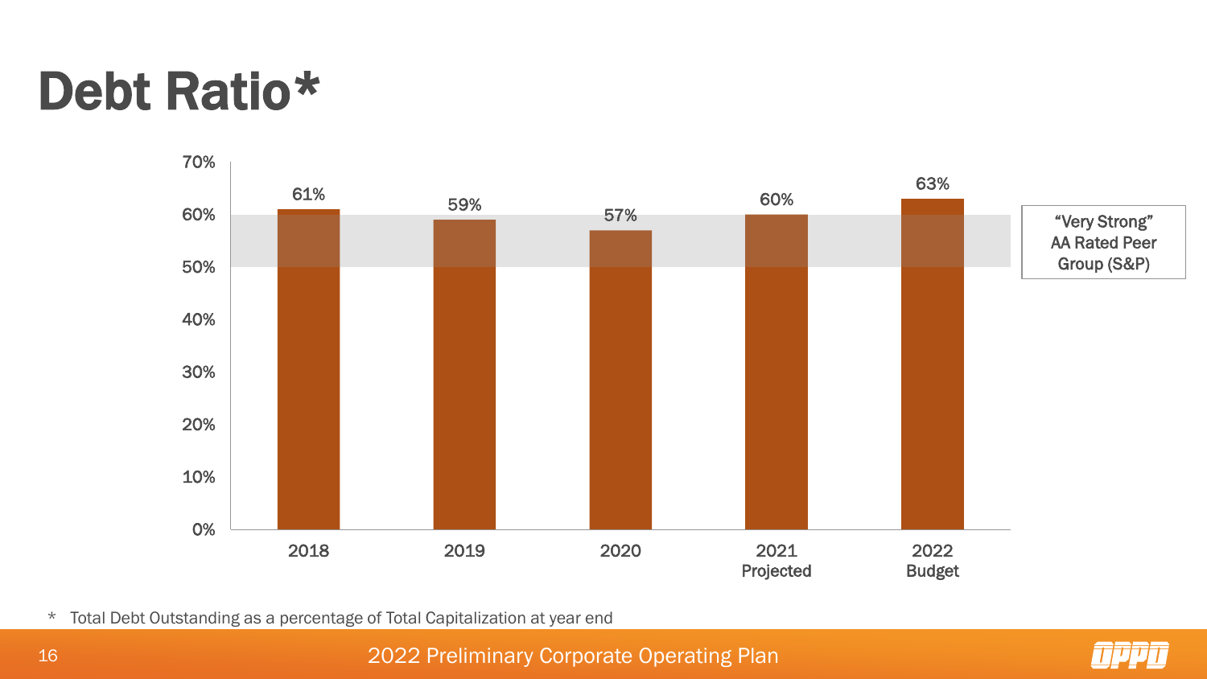# Debt Ratio*

| Year | Debt Ratio |
|---|---|
| 2018 | 61% |
| 2019 | 59% |
| 2020 | 57% |
| 2021 Projected | 60% |
| 2022 Budget | 63% |

"Very Strong" AA Rated Peer Group (S&P): 50%–60%

\* Total Debt Outstanding as a percentage of Total Capitalization at year end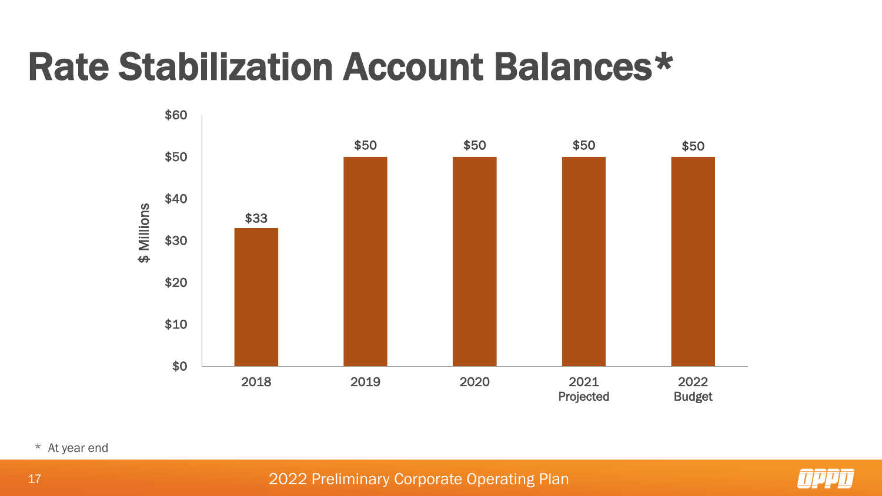# Rate Stabilization Account Balances*

| Year | Balance ($ Millions) |
|---|---|
| 2018 | $33 |
| 2019 | $50 |
| 2020 | $50 |
| 2021 Projected | $50 |
| 2022 Budget | $50 |

\* At year end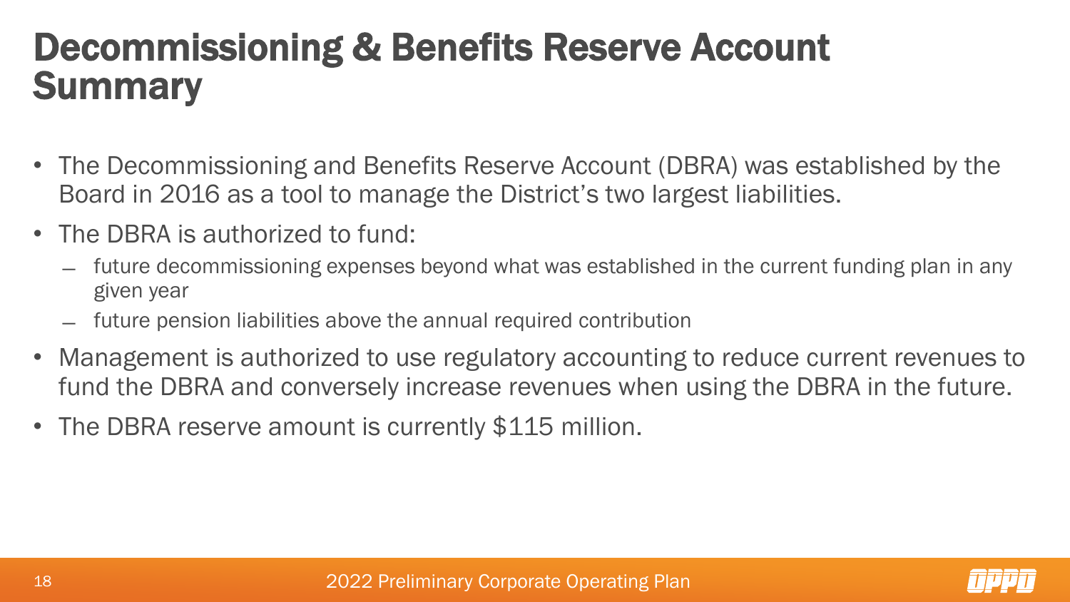# Decommissioning & Benefits Reserve Account Summary

- The Decommissioning and Benefits Reserve Account (DBRA) was established by the Board in 2016 as a tool to manage the District's two largest liabilities.
- The DBRA is authorized to fund:
  - future decommissioning expenses beyond what was established in the current funding plan in any given year
  - future pension liabilities above the annual required contribution
- Management is authorized to use regulatory accounting to reduce current revenues to fund the DBRA and conversely increase revenues when using the DBRA in the future.
- The DBRA reserve amount is currently $115 million.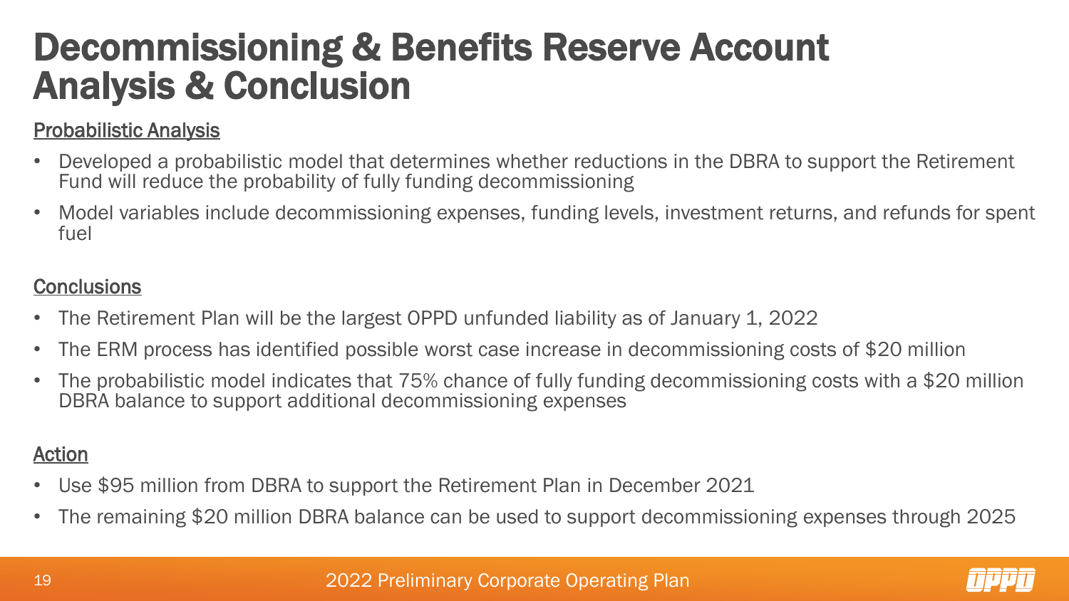# Decommissioning & Benefits Reserve Account Analysis & Conclusion

## Probabilistic Analysis

- Developed a probabilistic model that determines whether reductions in the DBRA to support the Retirement Fund will reduce the probability of fully funding decommissioning
- Model variables include decommissioning expenses, funding levels, investment returns, and refunds for spent fuel

## Conclusions

- The Retirement Plan will be the largest OPPD unfunded liability as of January 1, 2022
- The ERM process has identified possible worst case increase in decommissioning costs of $20 million
- The probabilistic model indicates that 75% chance of fully funding decommissioning costs with a $20 million DBRA balance to support additional decommissioning expenses

## Action

- Use $95 million from DBRA to support the Retirement Plan in December 2021
- The remaining $20 million DBRA balance can be used to support decommissioning expenses through 2025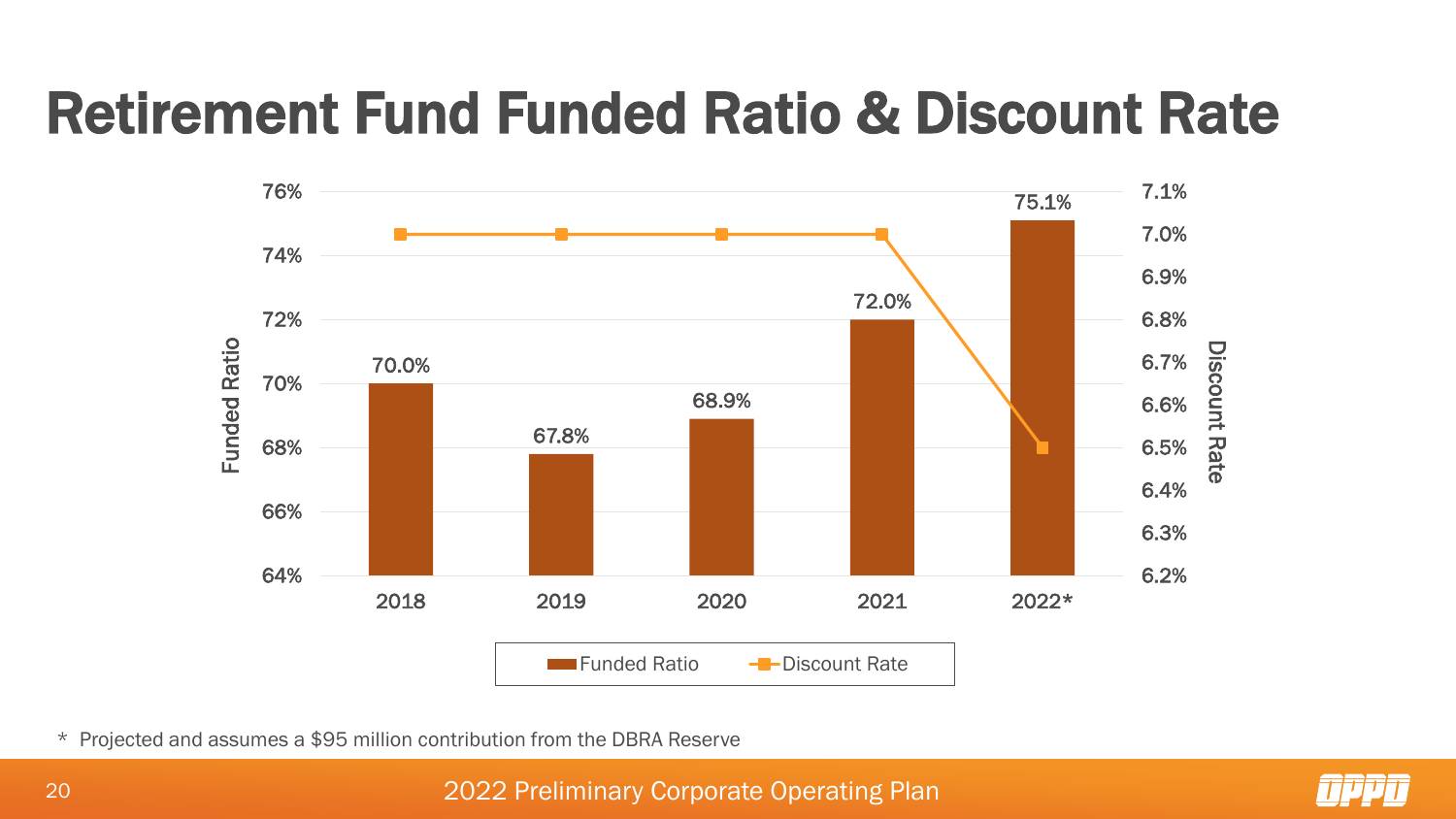# Retirement Fund Funded Ratio & Discount Rate

| Year | Funded Ratio | Discount Rate |
|---|---|---|
| 2018 | 70.0% | 7.0% |
| 2019 | 67.8% | 7.0% |
| 2020 | 68.9% | 7.0% |
| 2021 | 72.0% | 7.0% |
| 2022* | 75.1% | 6.5% |

\* Projected and assumes a $95 million contribution from the DBRA Reserve

2022 Preliminary Corporate Operating Plan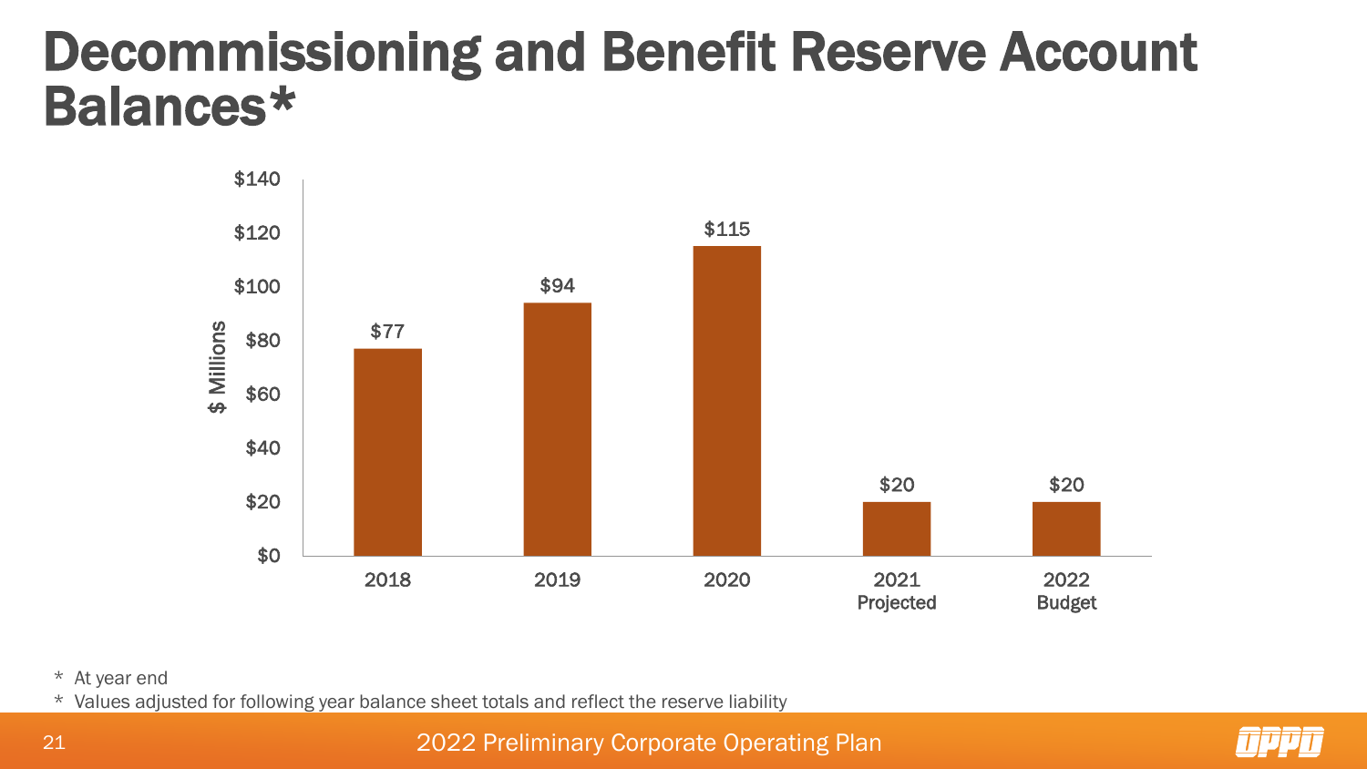# Decommissioning and Benefit Reserve Account Balances*

| Year | $ Millions |
| --- | --- |
| 2018 | $77 |
| 2019 | $94 |
| 2020 | $115 |
| 2021 Projected | $20 |
| 2022 Budget | $20 |

\* At year end

\* Values adjusted for following year balance sheet totals and reflect the reserve liability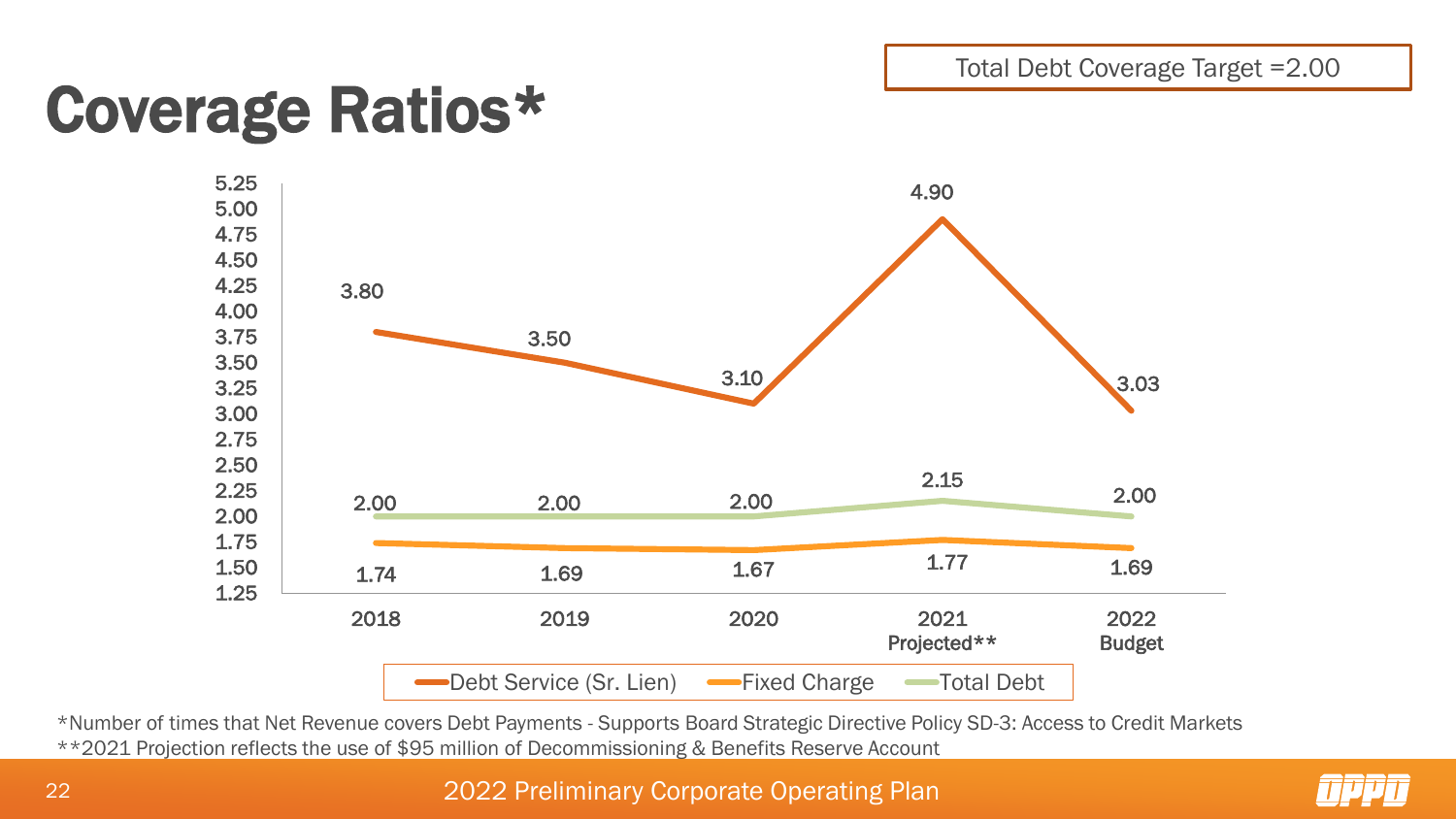Total Debt Coverage Target =2.00

# Coverage Ratios*

| | 2018 | 2019 | 2020 | 2021 Projected** | 2022 Budget |
|---|---|---|---|---|---|
| Debt Service (Sr. Lien) | 3.80 | 3.50 | 3.10 | 4.90 | 3.03 |
| Fixed Charge | 1.74 | 1.69 | 1.67 | 1.77 | 1.69 |
| Total Debt | 2.00 | 2.00 | 2.00 | 2.15 | 2.00 |

*Number of times that Net Revenue covers Debt Payments - Supports Board Strategic Directive Policy SD-3: Access to Credit Markets

**2021 Projection reflects the use of $95 million of Decommissioning & Benefits Reserve Account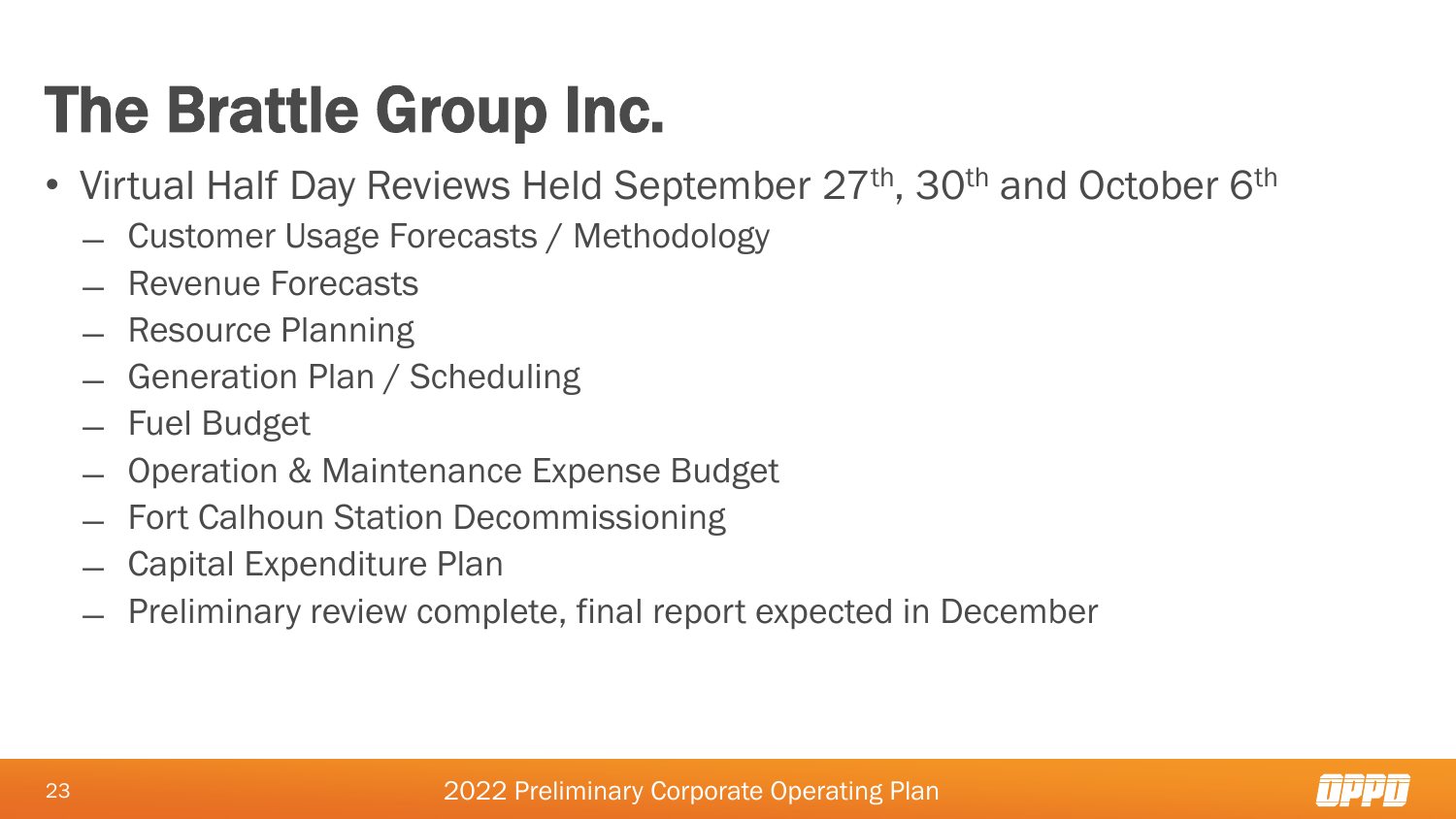# The Brattle Group Inc.

- Virtual Half Day Reviews Held September 27th, 30th and October 6th
  - Customer Usage Forecasts / Methodology
  - Revenue Forecasts
  - Resource Planning
  - Generation Plan / Scheduling
  - Fuel Budget
  - Operation & Maintenance Expense Budget
  - Fort Calhoun Station Decommissioning
  - Capital Expenditure Plan
  - Preliminary review complete, final report expected in December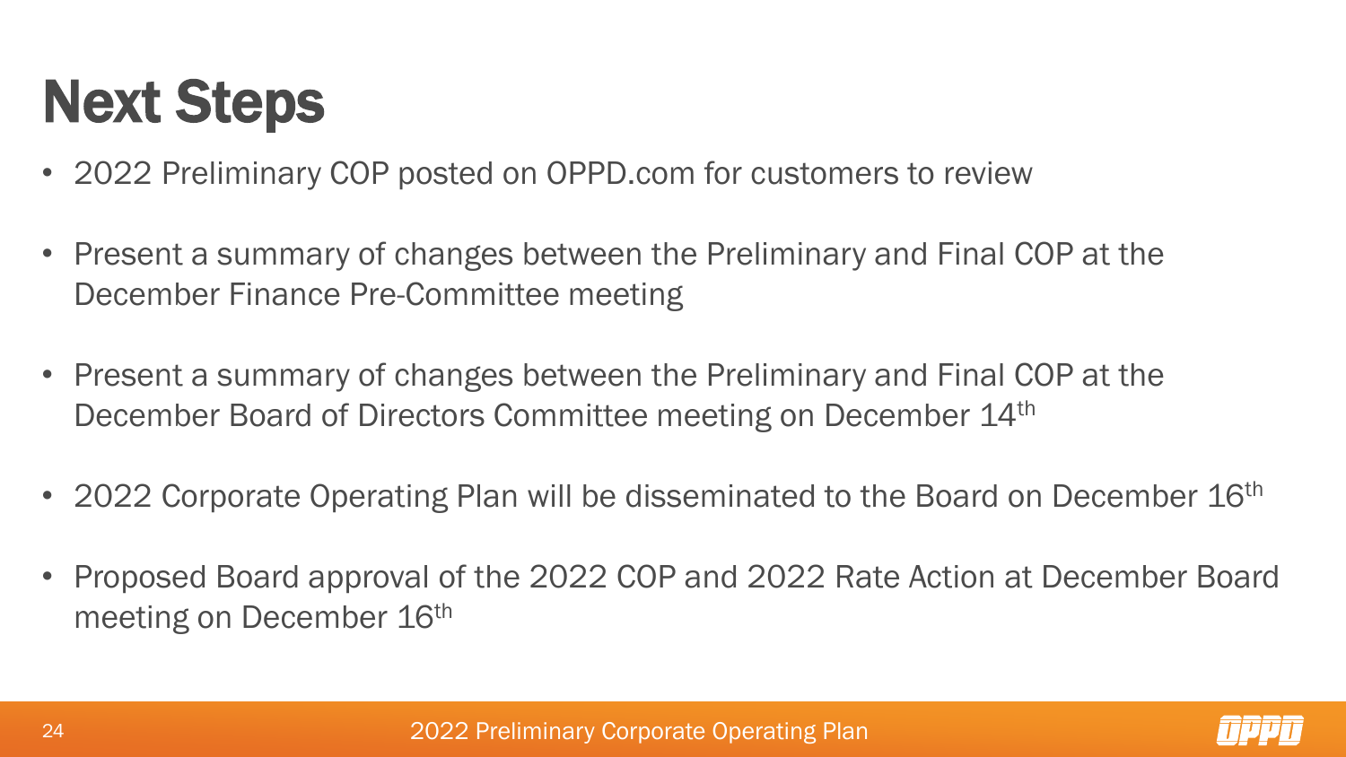# Next Steps

- 2022 Preliminary COP posted on OPPD.com for customers to review
- Present a summary of changes between the Preliminary and Final COP at the December Finance Pre-Committee meeting
- Present a summary of changes between the Preliminary and Final COP at the December Board of Directors Committee meeting on December 14th
- 2022 Corporate Operating Plan will be disseminated to the Board on December 16th
- Proposed Board approval of the 2022 COP and 2022 Rate Action at December Board meeting on December 16th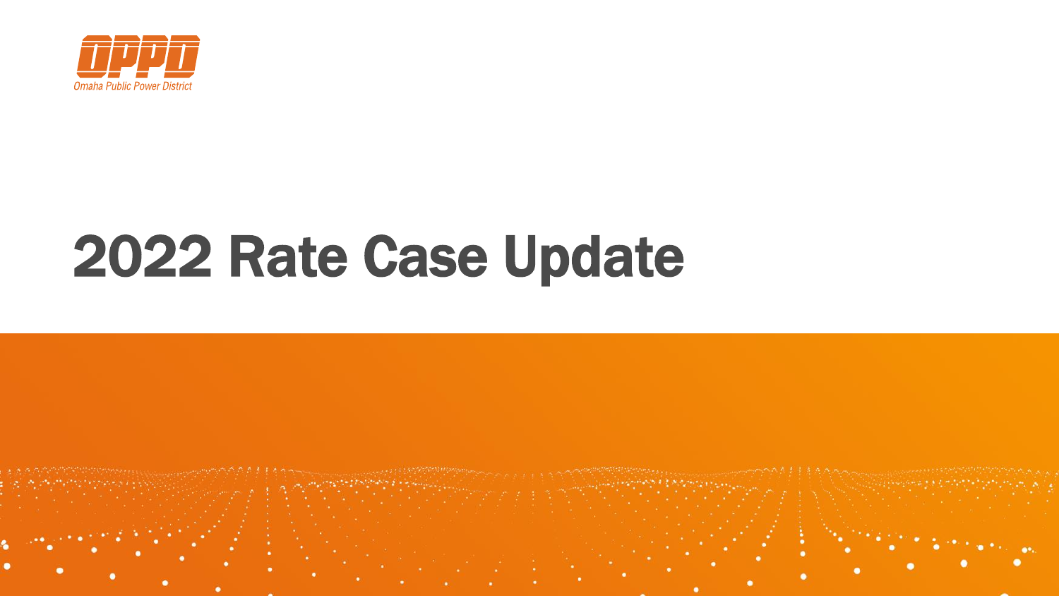OPPD
Omaha Public Power District

# 2022 Rate Case Update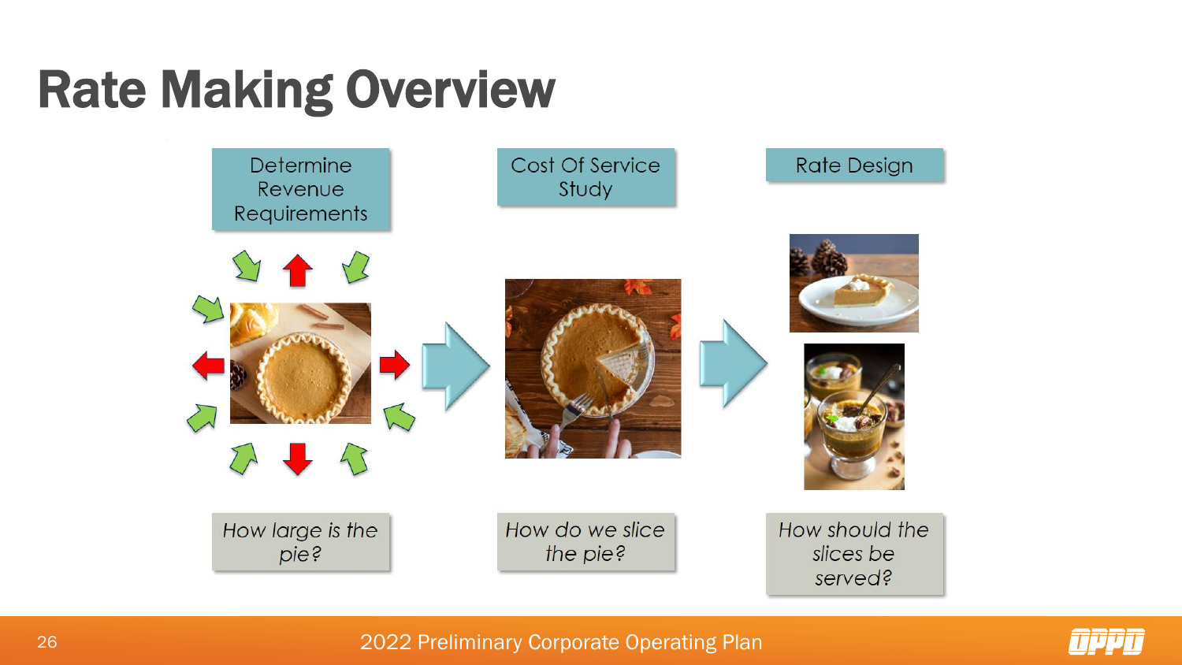# Rate Making Overview

| Determine Revenue Requirements | Cost Of Service Study | Rate Design |
| --- | --- | --- |
| *How large is the pie?* | *How do we slice the pie?* | *How should the slices be served?* |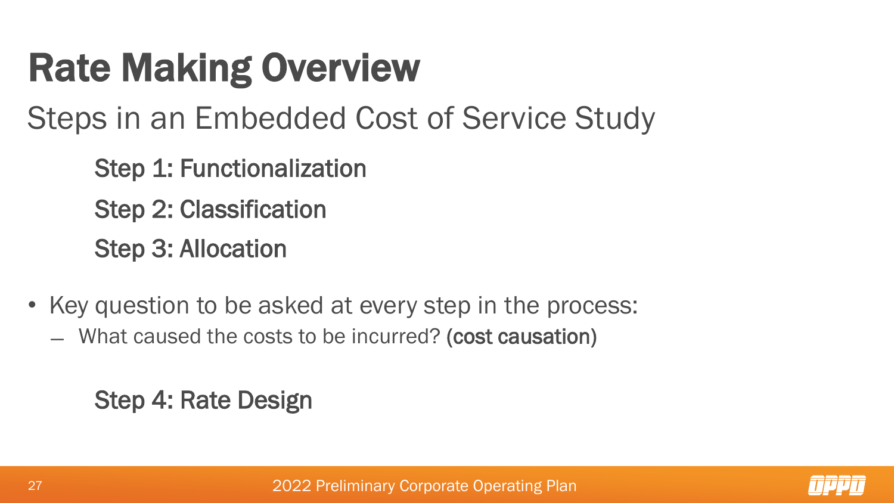# Rate Making Overview

## Steps in an Embedded Cost of Service Study

Step 1: Functionalization

Step 2: Classification

Step 3: Allocation

- Key question to be asked at every step in the process:
  - What caused the costs to be incurred? **(cost causation)**

Step 4: Rate Design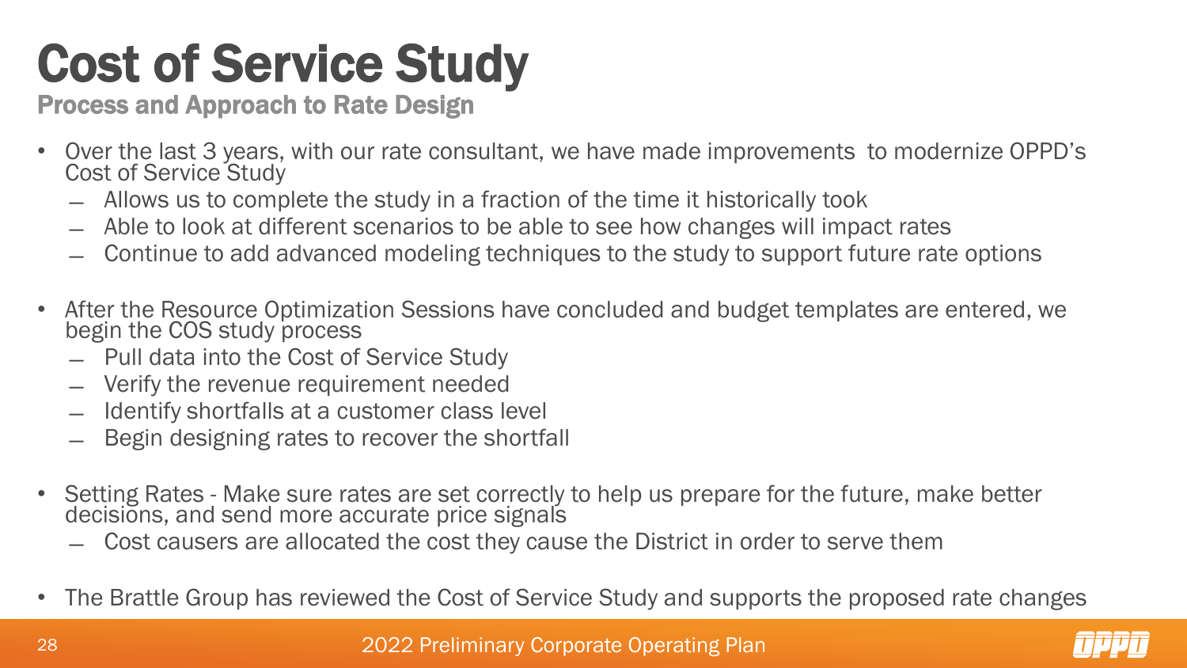# Cost of Service Study

## Process and Approach to Rate Design

- Over the last 3 years, with our rate consultant, we have made improvements to modernize OPPD's Cost of Service Study
  - Allows us to complete the study in a fraction of the time it historically took
  - Able to look at different scenarios to be able to see how changes will impact rates
  - Continue to add advanced modeling techniques to the study to support future rate options
- After the Resource Optimization Sessions have concluded and budget templates are entered, we begin the COS study process
  - Pull data into the Cost of Service Study
  - Verify the revenue requirement needed
  - Identify shortfalls at a customer class level
  - Begin designing rates to recover the shortfall
- Setting Rates - Make sure rates are set correctly to help us prepare for the future, make better decisions, and send more accurate price signals
  - Cost causers are allocated the cost they cause the District in order to serve them
- The Brattle Group has reviewed the Cost of Service Study and supports the proposed rate changes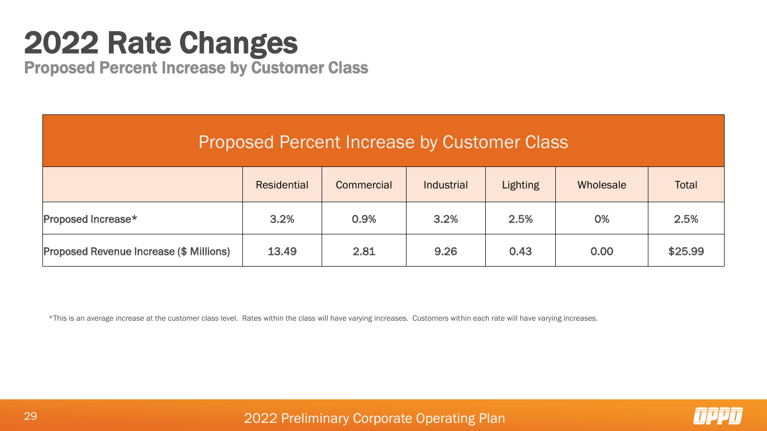# 2022 Rate Changes

## Proposed Percent Increase by Customer Class

| Proposed Percent Increase by Customer Class | | | | | | |
|---|---|---|---|---|---|---|
| | Residential | Commercial | Industrial | Lighting | Wholesale | Total |
| Proposed Increase* | 3.2% | 0.9% | 3.2% | 2.5% | 0% | 2.5% |
| Proposed Revenue Increase ($ Millions) | 13.49 | 2.81 | 9.26 | 0.43 | 0.00 | $25.99 |

*This is an average increase at the customer class level. Rates within the class will have varying increases. Customers within each rate will have varying increases.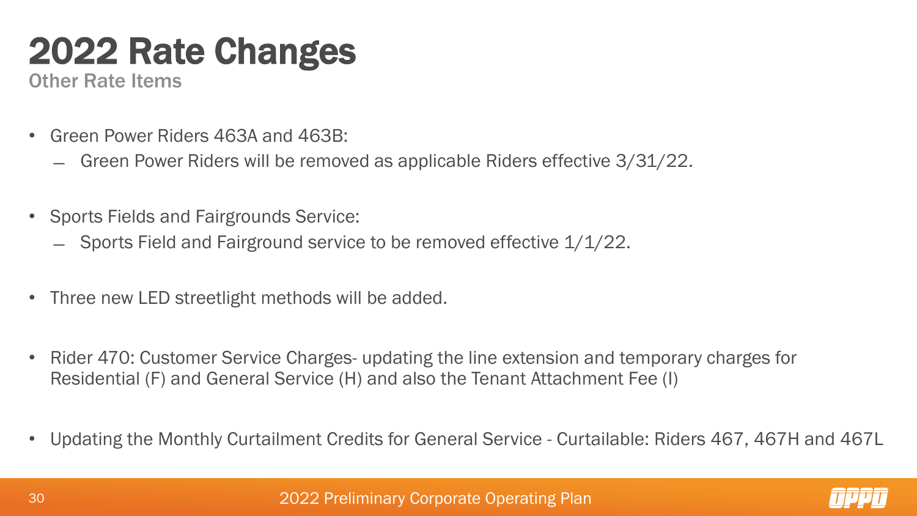# 2022 Rate Changes

## Other Rate Items

- Green Power Riders 463A and 463B:
  - Green Power Riders will be removed as applicable Riders effective 3/31/22.
- Sports Fields and Fairgrounds Service:
  - Sports Field and Fairground service to be removed effective 1/1/22.
- Three new LED streetlight methods will be added.
- Rider 470: Customer Service Charges- updating the line extension and temporary charges for Residential (F) and General Service (H) and also the Tenant Attachment Fee (I)
- Updating the Monthly Curtailment Credits for General Service - Curtailable: Riders 467, 467H and 467L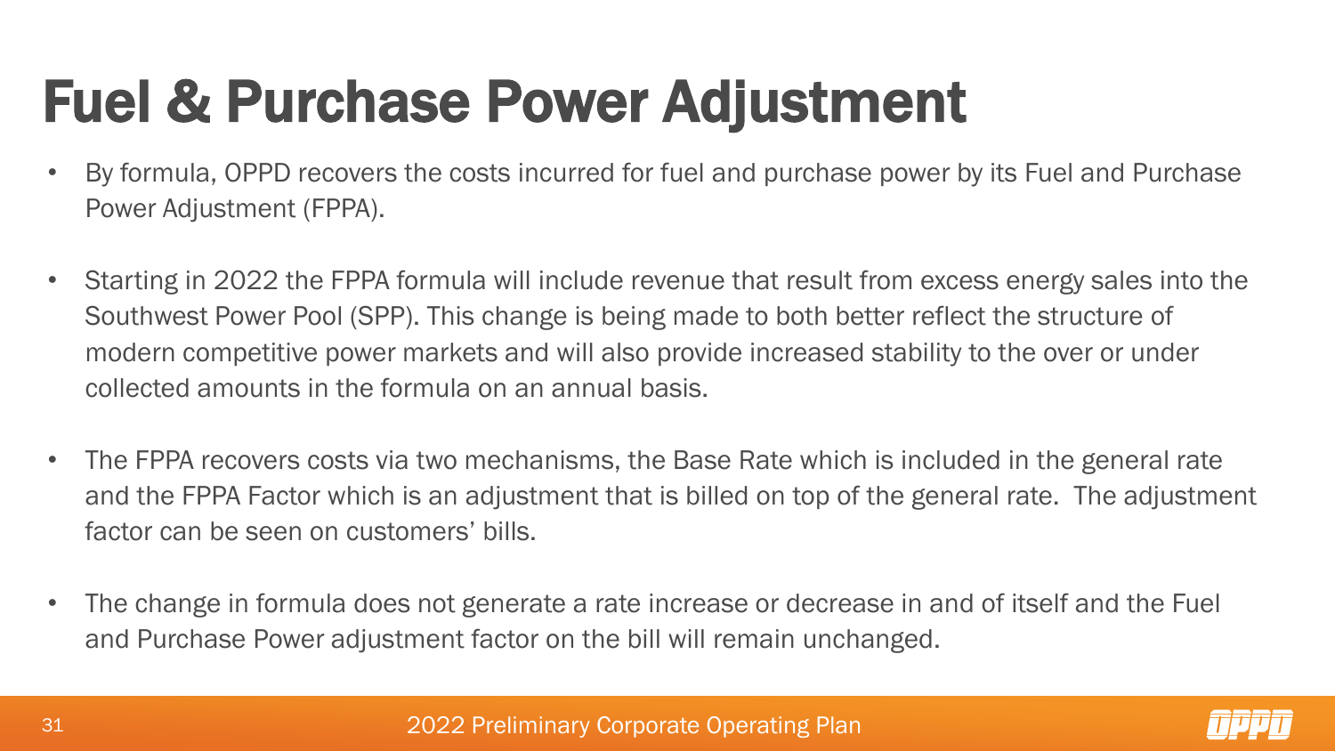# Fuel & Purchase Power Adjustment

- By formula, OPPD recovers the costs incurred for fuel and purchase power by its Fuel and Purchase Power Adjustment (FPPA).
- Starting in 2022 the FPPA formula will include revenue that result from excess energy sales into the Southwest Power Pool (SPP). This change is being made to both better reflect the structure of modern competitive power markets and will also provide increased stability to the over or under collected amounts in the formula on an annual basis.
- The FPPA recovers costs via two mechanisms, the Base Rate which is included in the general rate and the FPPA Factor which is an adjustment that is billed on top of the general rate. The adjustment factor can be seen on customers' bills.
- The change in formula does not generate a rate increase or decrease in and of itself and the Fuel and Purchase Power adjustment factor on the bill will remain unchanged.